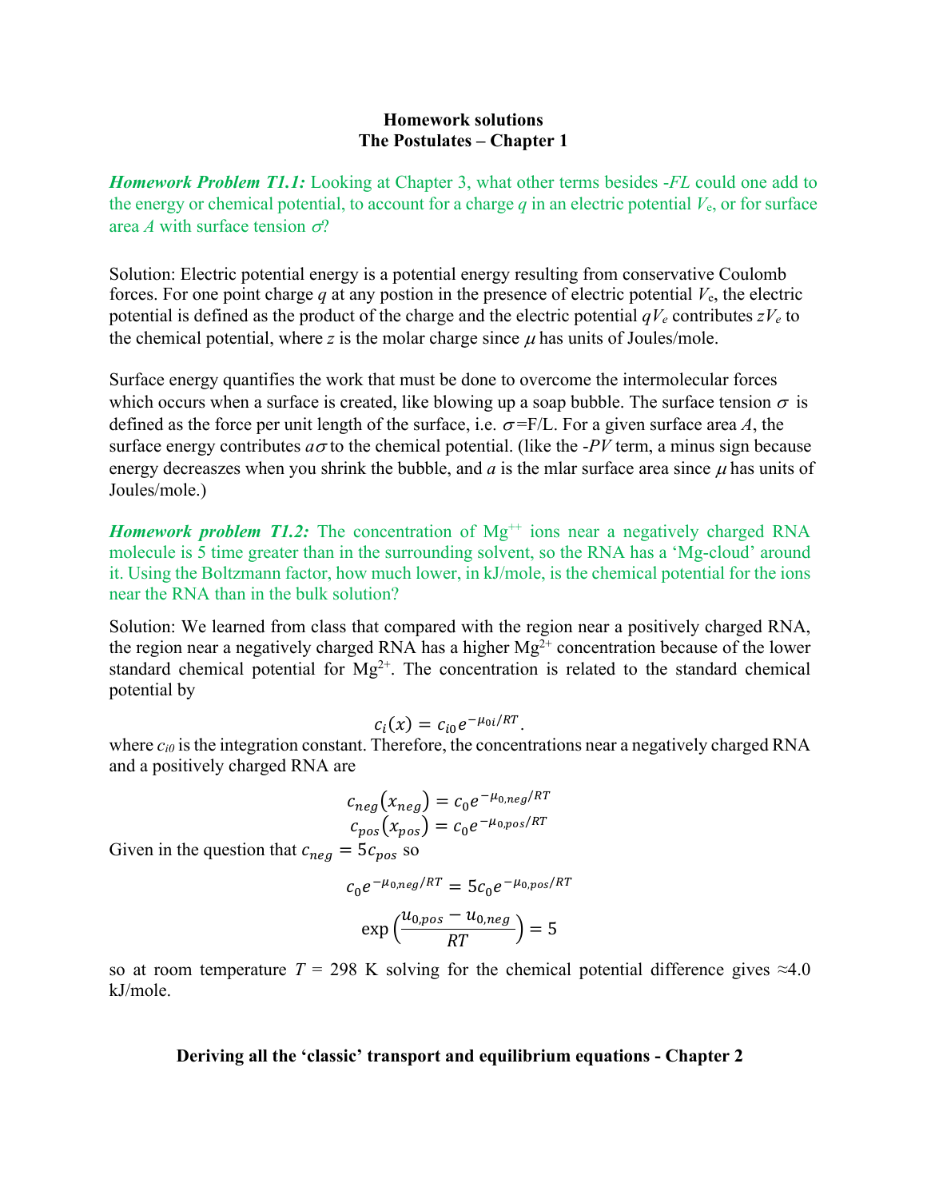**Homework solutions**
**The Postulates – Chapter 1**

***Homework Problem T1.1:*** Looking at Chapter 3, what other terms besides -*FL* could one add to the energy or chemical potential, to account for a charge *q* in an electric potential $V_e$, or for surface area *A* with surface tension $\sigma$?

Solution: Electric potential energy is a potential energy resulting from conservative Coulomb forces. For one point charge *q* at any postion in the presence of electric potential $V_e$, the electric potential is defined as the product of the charge and the electric potential $qV_e$ contributes $zV_e$ to the chemical potential, where *z* is the molar charge since $\mu$ has units of Joules/mole.

Surface energy quantifies the work that must be done to overcome the intermolecular forces which occurs when a surface is created, like blowing up a soap bubble. The surface tension $\sigma$ is defined as the force per unit length of the surface, i.e. $\sigma$=F/L. For a given surface area *A*, the surface energy contributes $a\sigma$ to the chemical potential. (like the -*PV* term, a minus sign because energy decreaszes when you shrink the bubble, and *a* is the mlar surface area since $\mu$ has units of Joules/mole.)

***Homework problem T1.2:*** The concentration of $Mg^{++}$ ions near a negatively charged RNA molecule is 5 time greater than in the surrounding solvent, so the RNA has a 'Mg-cloud' around it. Using the Boltzmann factor, how much lower, in kJ/mole, is the chemical potential for the ions near the RNA than in the bulk solution?

Solution: We learned from class that compared with the region near a positively charged RNA, the region near a negatively charged RNA has a higher $Mg^{2+}$ concentration because of the lower standard chemical potential for $Mg^{2+}$. The concentration is related to the standard chemical potential by

$$c_i(x) = c_{i0} e^{-\mu_{0i}/RT}.$$

where $c_{i0}$ is the integration constant. Therefore, the concentrations near a negatively charged RNA and a positively charged RNA are

$$c_{neg}(x_{neg}) = c_0 e^{-\mu_{0,neg}/RT}$$
$$c_{pos}(x_{pos}) = c_0 e^{-\mu_{0,pos}/RT}$$

Given in the question that $c_{neg} = 5c_{pos}$ so

$$c_0 e^{-\mu_{0,neg}/RT} = 5 c_0 e^{-\mu_{0,pos}/RT}$$

$$\exp\left(\frac{u_{0,pos} - u_{0,neg}}{RT}\right) = 5$$

so at room temperature *T* = 298 K solving for the chemical potential difference gives ≈4.0 kJ/mole.

**Deriving all the 'classic' transport and equilibrium equations - Chapter 2**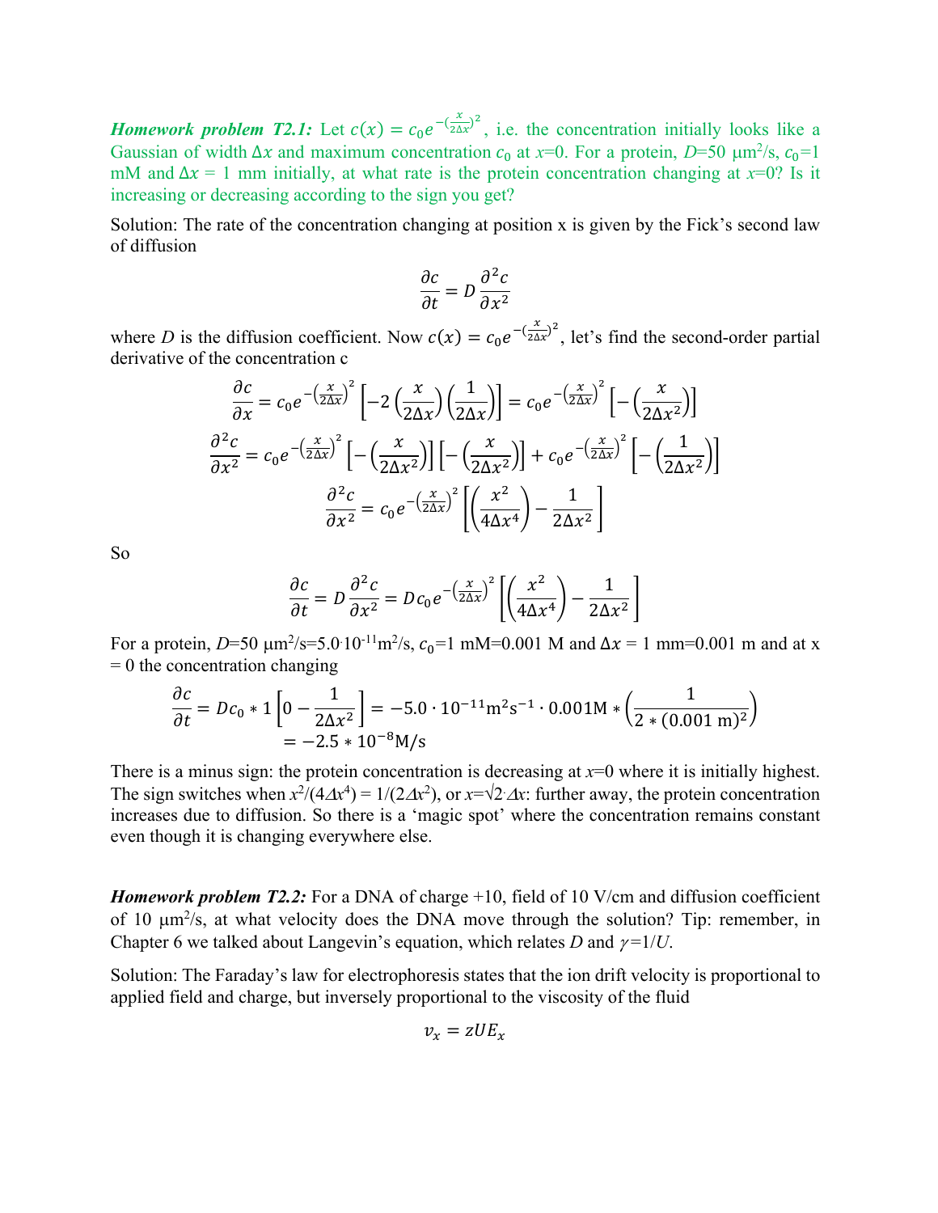***Homework problem T2.1:*** Let $c(x) = c_0 e^{-(\frac{x}{2\Delta x})^2}$, i.e. the concentration initially looks like a Gaussian of width $\Delta x$ and maximum concentration $c_0$ at $x$=0. For a protein, $D$=50 μm²/s, $c_0$=1 mM and $\Delta x$ = 1 mm initially, at what rate is the protein concentration changing at $x$=0? Is it increasing or decreasing according to the sign you get?

Solution: The rate of the concentration changing at position x is given by the Fick's second law of diffusion

$$\frac{\partial c}{\partial t} = D\frac{\partial^2 c}{\partial x^2}$$

where $D$ is the diffusion coefficient. Now $c(x) = c_0 e^{-(\frac{x}{2\Delta x})^2}$, let's find the second-order partial derivative of the concentration c

$$\frac{\partial c}{\partial x} = c_0 e^{-\left(\frac{x}{2\Delta x}\right)^2}\left[-2\left(\frac{x}{2\Delta x}\right)\left(\frac{1}{2\Delta x}\right)\right] = c_0 e^{-\left(\frac{x}{2\Delta x}\right)^2}\left[-\left(\frac{x}{2\Delta x^2}\right)\right]$$

$$\frac{\partial^2 c}{\partial x^2} = c_0 e^{-\left(\frac{x}{2\Delta x}\right)^2}\left[-\left(\frac{x}{2\Delta x^2}\right)\right]\left[-\left(\frac{x}{2\Delta x^2}\right)\right] + c_0 e^{-\left(\frac{x}{2\Delta x}\right)^2}\left[-\left(\frac{1}{2\Delta x^2}\right)\right]$$

$$\frac{\partial^2 c}{\partial x^2} = c_0 e^{-\left(\frac{x}{2\Delta x}\right)^2}\left[\left(\frac{x^2}{4\Delta x^4}\right) - \frac{1}{2\Delta x^2}\right]$$

So

$$\frac{\partial c}{\partial t} = D\frac{\partial^2 c}{\partial x^2} = Dc_0 e^{-\left(\frac{x}{2\Delta x}\right)^2}\left[\left(\frac{x^2}{4\Delta x^4}\right) - \frac{1}{2\Delta x^2}\right]$$

For a protein, $D$=50 μm²/s=5.0·10⁻¹¹m²/s, $c_0$=1 mM=0.001 M and $\Delta x$ = 1 mm=0.001 m and at x = 0 the concentration changing

$$\frac{\partial c}{\partial t} = Dc_0 * 1\left[0 - \frac{1}{2\Delta x^2}\right] = -5.0\cdot 10^{-11}\text{m}^2\text{s}^{-1}\cdot 0.001\text{M} * \left(\frac{1}{2*(0.001\ \text{m})^2}\right)$$
$$= -2.5 * 10^{-8}\text{M/s}$$

There is a minus sign: the protein concentration is decreasing at $x$=0 where it is initially highest. The sign switches when $x^2/(4\Delta x^4) = 1/(2\Delta x^2)$, or $x=\sqrt{2}\cdot\Delta x$: further away, the protein concentration increases due to diffusion. So there is a 'magic spot' where the concentration remains constant even though it is changing everywhere else.

***Homework problem T2.2:*** For a DNA of charge +10, field of 10 V/cm and diffusion coefficient of 10 μm²/s, at what velocity does the DNA move through the solution? Tip: remember, in Chapter 6 we talked about Langevin's equation, which relates $D$ and $\gamma$=1/$U$.

Solution: The Faraday's law for electrophoresis states that the ion drift velocity is proportional to applied field and charge, but inversely proportional to the viscosity of the fluid

$$v_x = zUE_x$$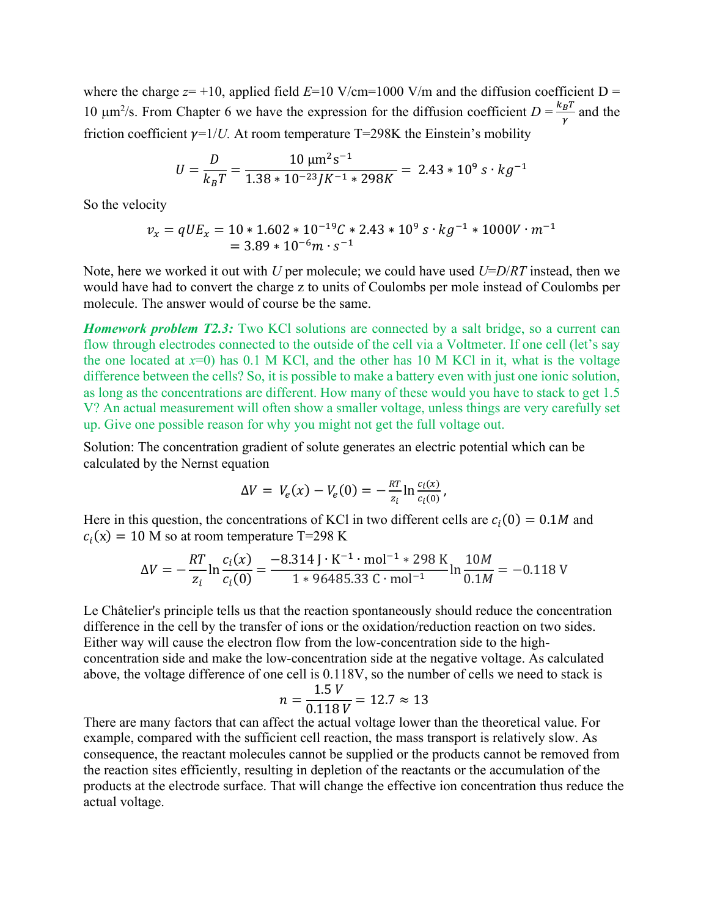where the charge $z$= +10, applied field $E$=10 V/cm=1000 V/m and the diffusion coefficient D = 10 μm$^2$/s. From Chapter 6 we have the expression for the diffusion coefficient $D = \frac{k_B T}{\gamma}$ and the friction coefficient $\gamma$=1/$U$. At room temperature T=298K the Einstein's mobility

$$U = \frac{D}{k_B T} = \frac{10\ \mu\text{m}^2\text{s}^{-1}}{1.38 * 10^{-23} JK^{-1} * 298K} = 2.43 * 10^{9}\ s \cdot kg^{-1}$$

So the velocity

$$v_x = qUE_x = 10 * 1.602 * 10^{-19} C * 2.43 * 10^{9}\ s \cdot kg^{-1} * 1000 V \cdot m^{-1}$$
$$= 3.89 * 10^{-6} m \cdot s^{-1}$$

Note, here we worked it out with $U$ per molecule; we could have used $U$=$D$/$RT$ instead, then we would have had to convert the charge z to units of Coulombs per mole instead of Coulombs per molecule. The answer would of course be the same.

***Homework problem T2.3:*** Two KCl solutions are connected by a salt bridge, so a current can flow through electrodes connected to the outside of the cell via a Voltmeter. If one cell (let's say the one located at $x$=0) has 0.1 M KCl, and the other has 10 M KCl in it, what is the voltage difference between the cells? So, it is possible to make a battery even with just one ionic solution, as long as the concentrations are different. How many of these would you have to stack to get 1.5 V? An actual measurement will often show a smaller voltage, unless things are very carefully set up. Give one possible reason for why you might not get the full voltage out.

Solution: The concentration gradient of solute generates an electric potential which can be calculated by the Nernst equation

$$\Delta V = V_e(x) - V_e(0) = -\frac{RT}{z_i} \ln \frac{c_i(x)}{c_i(0)},$$

Here in this question, the concentrations of KCl in two different cells are $c_i(0) = 0.1M$ and $c_i(\text{x}) = 10$ M so at room temperature T=298 K

$$\Delta V = -\frac{RT}{z_i} \ln \frac{c_i(x)}{c_i(0)} = \frac{-8.314\ \text{J} \cdot \text{K}^{-1} \cdot \text{mol}^{-1} * 298\ \text{K}}{1 * 96485.33\ \text{C} \cdot \text{mol}^{-1}} \ln \frac{10M}{0.1M} = -0.118\ \text{V}$$

Le Châtelier's principle tells us that the reaction spontaneously should reduce the concentration difference in the cell by the transfer of ions or the oxidation/reduction reaction on two sides. Either way will cause the electron flow from the low-concentration side to the high-concentration side and make the low-concentration side at the negative voltage. As calculated above, the voltage difference of one cell is 0.118V, so the number of cells we need to stack is

$$n = \frac{1.5\ V}{0.118\ V} = 12.7 \approx 13$$

There are many factors that can affect the actual voltage lower than the theoretical value. For example, compared with the sufficient cell reaction, the mass transport is relatively slow. As consequence, the reactant molecules cannot be supplied or the products cannot be removed from the reaction sites efficiently, resulting in depletion of the reactants or the accumulation of the products at the electrode surface. That will change the effective ion concentration thus reduce the actual voltage.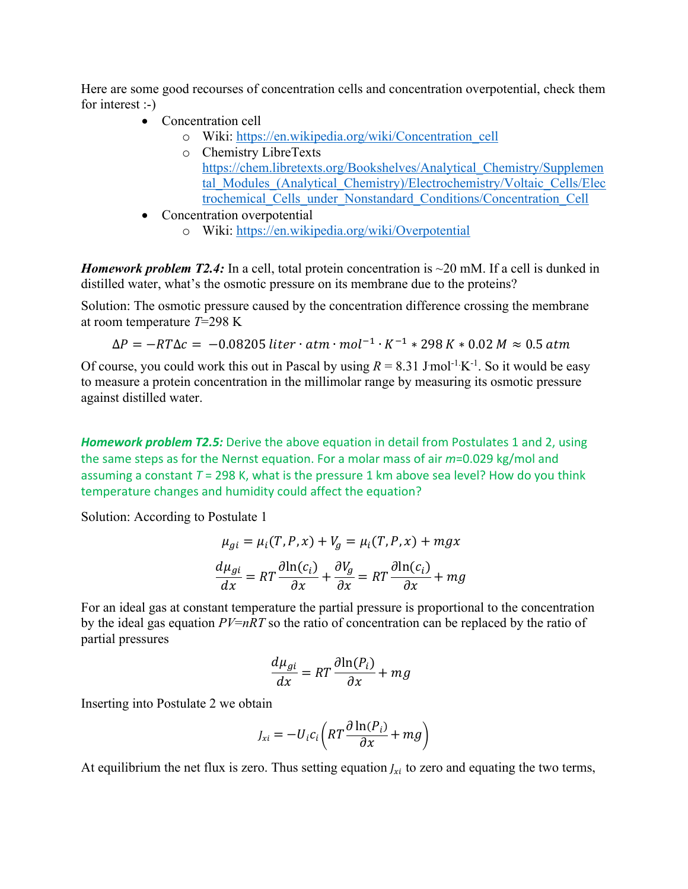Here are some good recourses of concentration cells and concentration overpotential, check them for interest :-)

- Concentration cell
  - Wiki: https://en.wikipedia.org/wiki/Concentration_cell
  - Chemistry LibreTexts https://chem.libretexts.org/Bookshelves/Analytical_Chemistry/Supplemental_Modules_(Analytical_Chemistry)/Electrochemistry/Voltaic_Cells/Electrochemical_Cells_under_Nonstandard_Conditions/Concentration_Cell
- Concentration overpotential
  - Wiki: https://en.wikipedia.org/wiki/Overpotential

***Homework problem T2.4:*** In a cell, total protein concentration is ~20 mM. If a cell is dunked in distilled water, what's the osmotic pressure on its membrane due to the proteins?

Solution: The osmotic pressure caused by the concentration difference crossing the membrane at room temperature $T$=298 K

$$\Delta P = -RT\Delta c = -0.08205\, liter \cdot atm \cdot mol^{-1} \cdot K^{-1} * 298\, K * 0.02\, M \approx 0.5\, atm$$

Of course, you could work this out in Pascal by using $R$ = 8.31 J·mol$^{-1}$·K$^{-1}$. So it would be easy to measure a protein concentration in the millimolar range by measuring its osmotic pressure against distilled water.

***Homework problem T2.5:*** Derive the above equation in detail from Postulates 1 and 2, using the same steps as for the Nernst equation. For a molar mass of air $m$=0.029 kg/mol and assuming a constant $T$ = 298 K, what is the pressure 1 km above sea level? How do you think temperature changes and humidity could affect the equation?

Solution: According to Postulate 1

$$\mu_{gi} = \mu_i(T, P, x) + V_g = \mu_i(T, P, x) + mgx$$

$$\frac{d\mu_{gi}}{dx} = RT\frac{\partial \ln(c_i)}{\partial x} + \frac{\partial V_g}{\partial x} = RT\frac{\partial \ln(c_i)}{\partial x} + mg$$

For an ideal gas at constant temperature the partial pressure is proportional to the concentration by the ideal gas equation $PV=nRT$ so the ratio of concentration can be replaced by the ratio of partial pressures

$$\frac{d\mu_{gi}}{dx} = RT\frac{\partial \ln(P_i)}{\partial x} + mg$$

Inserting into Postulate 2 we obtain

$$J_{xi} = -U_i c_i \left( RT\frac{\partial \ln(P_i)}{\partial x} + mg \right)$$

At equilibrium the net flux is zero. Thus setting equation $J_{xi}$ to zero and equating the two terms,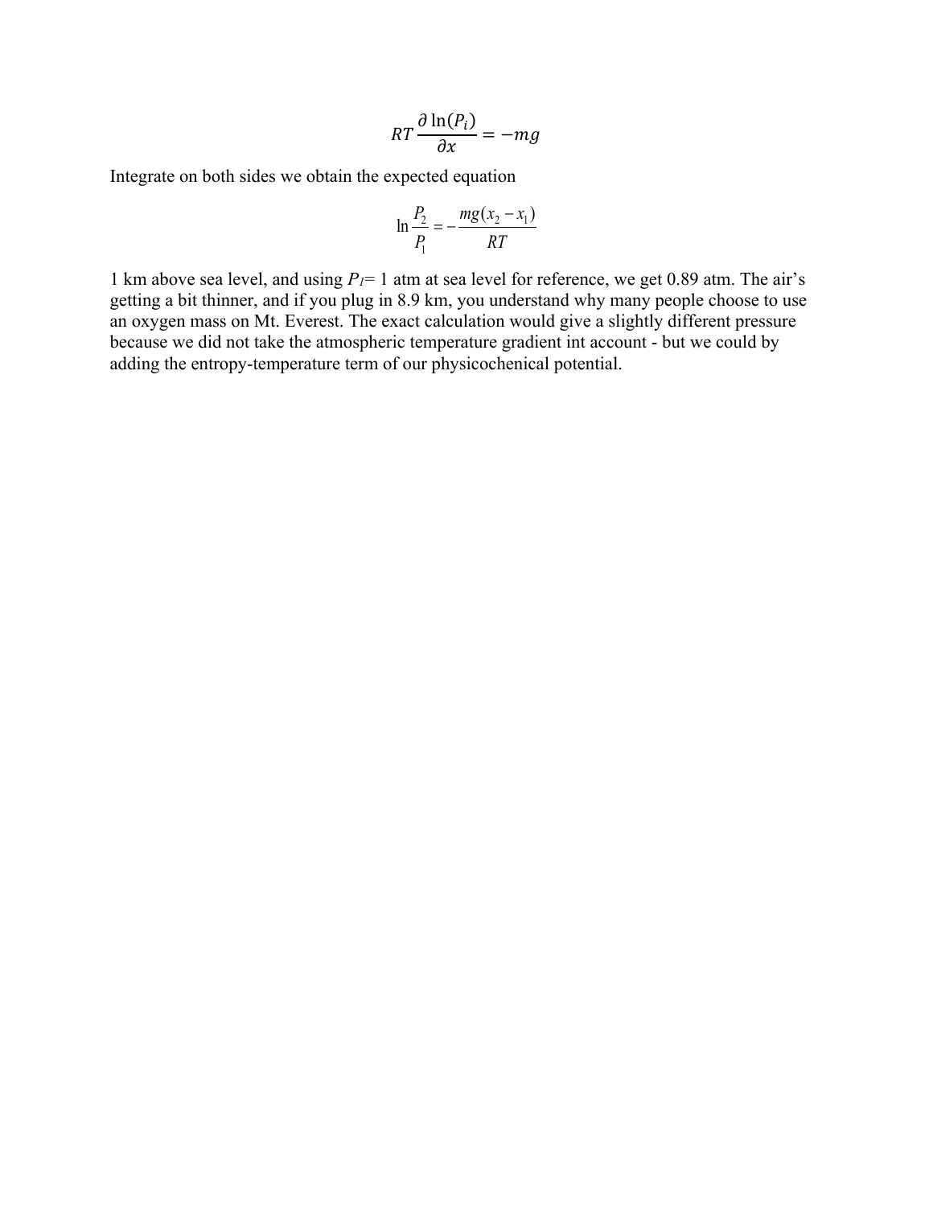$$RT\frac{\partial \ln(P_i)}{\partial x} = -mg$$

Integrate on both sides we obtain the expected equation

$$\ln\frac{P_2}{P_1} = -\frac{mg(x_2 - x_1)}{RT}$$

1 km above sea level, and using $P_1$= 1 atm at sea level for reference, we get 0.89 atm. The air's getting a bit thinner, and if you plug in 8.9 km, you understand why many people choose to use an oxygen mass on Mt. Everest. The exact calculation would give a slightly different pressure because we did not take the atmospheric temperature gradient int account - but we could by adding the entropy-temperature term of our physicochenical potential.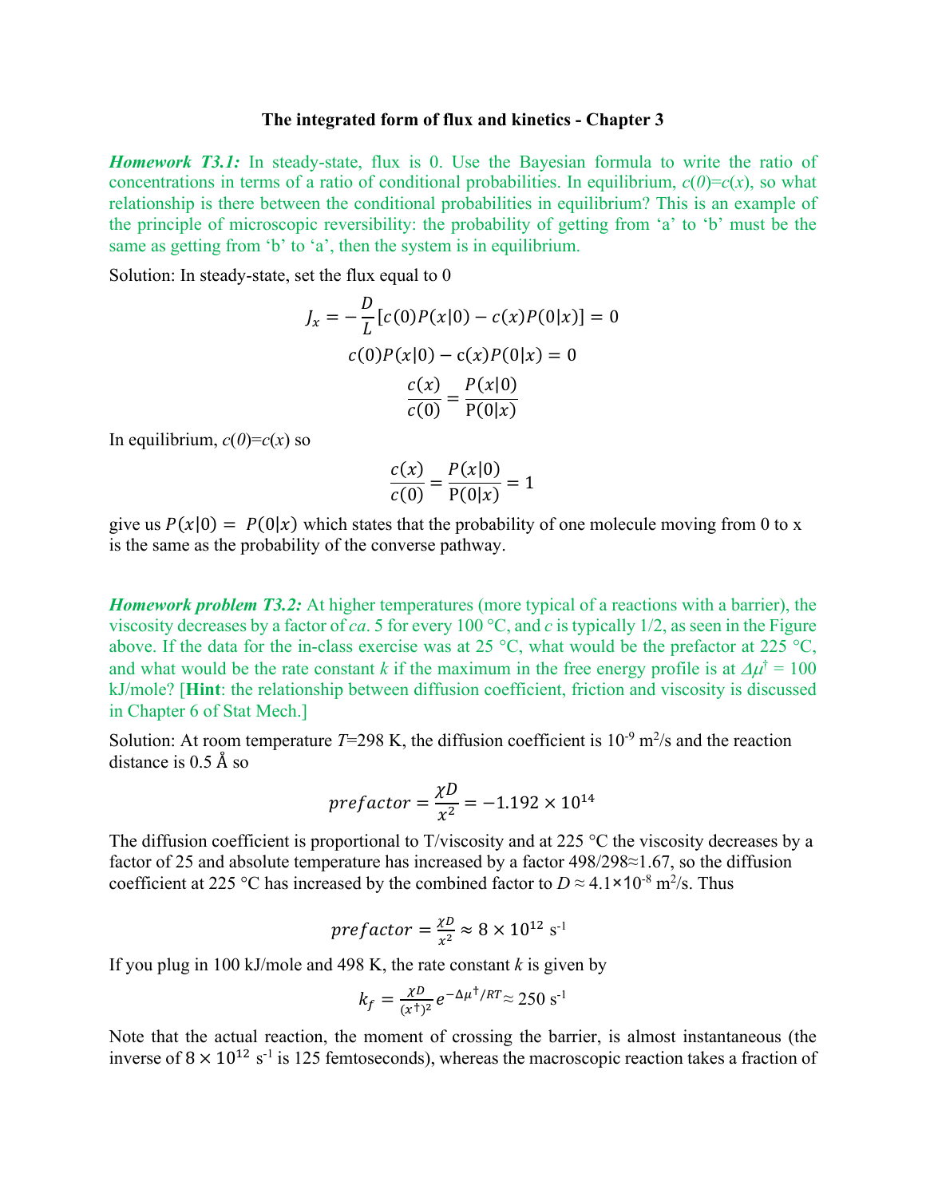**The integrated form of flux and kinetics - Chapter 3**

***Homework T3.1:*** In steady-state, flux is 0. Use the Bayesian formula to write the ratio of concentrations in terms of a ratio of conditional probabilities. In equilibrium, $c(0)=c(x)$, so what relationship is there between the conditional probabilities in equilibrium? This is an example of the principle of microscopic reversibility: the probability of getting from 'a' to 'b' must be the same as getting from 'b' to 'a', then the system is in equilibrium.

Solution: In steady-state, set the flux equal to 0

$$J_x = -\frac{D}{L}[c(0)P(x|0) - c(x)P(0|x)] = 0$$

$$c(0)P(x|0) - c(x)P(0|x) = 0$$

$$\frac{c(x)}{c(0)} = \frac{P(x|0)}{P(0|x)}$$

In equilibrium, $c(0)=c(x)$ so

$$\frac{c(x)}{c(0)} = \frac{P(x|0)}{P(0|x)} = 1$$

give us $P(x|0) = P(0|x)$ which states that the probability of one molecule moving from 0 to x is the same as the probability of the converse pathway.

***Homework problem T3.2:*** At higher temperatures (more typical of a reactions with a barrier), the viscosity decreases by a factor of *ca*. 5 for every 100 °C, and *c* is typically 1/2, as seen in the Figure above. If the data for the in-class exercise was at 25 °C, what would be the prefactor at 225 °C, and what would be the rate constant *k* if the maximum in the free energy profile is at $\Delta\mu^{\dagger}$ = 100 kJ/mole? [**Hint**: the relationship between diffusion coefficient, friction and viscosity is discussed in Chapter 6 of Stat Mech.]

Solution: At room temperature $T$=298 K, the diffusion coefficient is $10^{-9}$ m$^2$/s and the reaction distance is 0.5 Å so

$$prefactor = \frac{\chi D}{x^2} = -1.192 \times 10^{14}$$

The diffusion coefficient is proportional to T/viscosity and at 225 °C the viscosity decreases by a factor of 25 and absolute temperature has increased by a factor 498/298≈1.67, so the diffusion coefficient at 225 °C has increased by the combined factor to $D \approx 4.1\times10^{-8}$ m$^2$/s. Thus

$$prefactor = \frac{\chi D}{x^2} \approx 8 \times 10^{12} \text{ s}^{-1}$$

If you plug in 100 kJ/mole and 498 K, the rate constant $k$ is given by

$$k_f = \frac{\chi D}{(x^{\dagger})^2} e^{-\Delta\mu^{\dagger}/RT} \approx 250 \text{ s}^{-1}$$

Note that the actual reaction, the moment of crossing the barrier, is almost instantaneous (the inverse of $8 \times 10^{12}$ s$^{-1}$ is 125 femtoseconds), whereas the macroscopic reaction takes a fraction of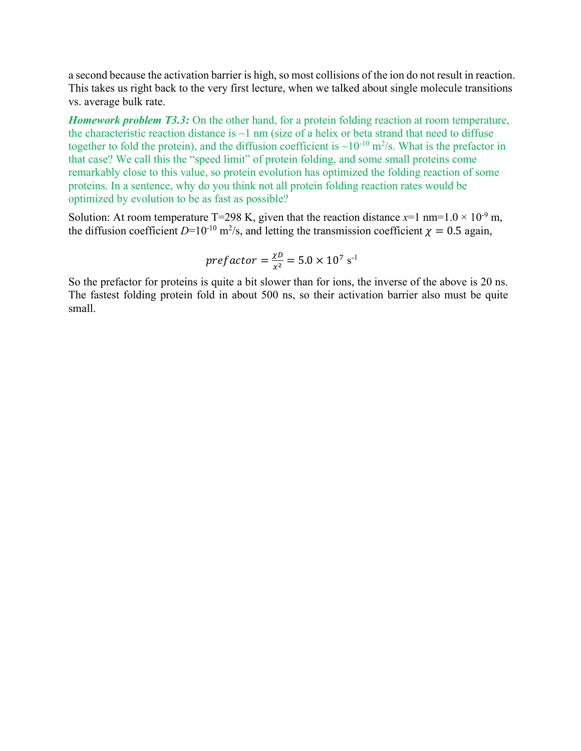a second because the activation barrier is high, so most collisions of the ion do not result in reaction. This takes us right back to the very first lecture, when we talked about single molecule transitions vs. average bulk rate.

***Homework problem T3.3:*** On the other hand, for a protein folding reaction at room temperature, the characteristic reaction distance is ~1 nm (size of a helix or beta strand that need to diffuse together to fold the protein), and the diffusion coefficient is ~$10^{-10}$ m$^2$/s. What is the prefactor in that case? We call this the "speed limit" of protein folding, and some small proteins come remarkably close to this value, so protein evolution has optimized the folding reaction of some proteins. In a sentence, why do you think not all protein folding reaction rates would be optimized by evolution to be as fast as possible?

Solution: At room temperature T=298 K, given that the reaction distance $x$=1 nm=$1.0 \times 10^{-9}$ m, the diffusion coefficient $D$=$10^{-10}$ m$^2$/s, and letting the transmission coefficient $\chi = 0.5$ again,

$$prefactor = \frac{\chi D}{x^2} = 5.0 \times 10^7 \text{ s}^{-1}$$

So the prefactor for proteins is quite a bit slower than for ions, the inverse of the above is 20 ns. The fastest folding protein fold in about 500 ns, so their activation barrier also must be quite small.